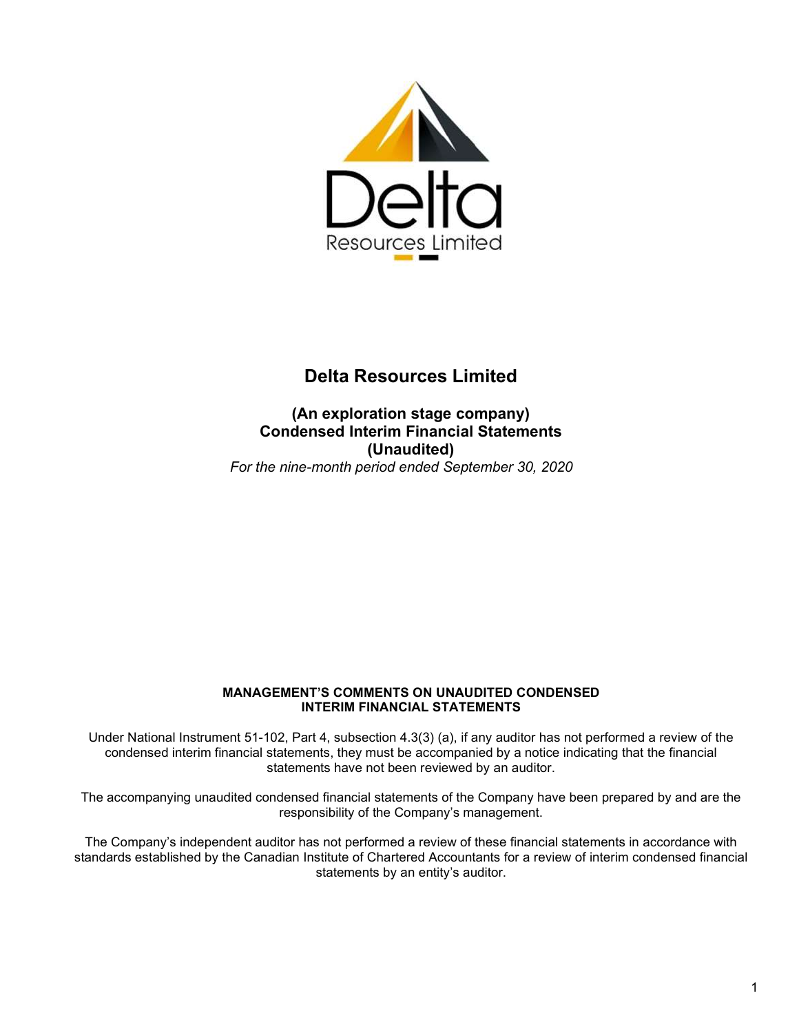# Delta Resources Limited

## (An exploration stage company)
## Condensed Interim Financial Statements
## (Unaudited)

*For the nine-month period ended September 30, 2020*

**MANAGEMENT'S COMMENTS ON UNAUDITED CONDENSED INTERIM FINANCIAL STATEMENTS**

Under National Instrument 51-102, Part 4, subsection 4.3(3) (a), if any auditor has not performed a review of the condensed interim financial statements, they must be accompanied by a notice indicating that the financial statements have not been reviewed by an auditor.

The accompanying unaudited condensed financial statements of the Company have been prepared by and are the responsibility of the Company's management.

The Company's independent auditor has not performed a review of these financial statements in accordance with standards established by the Canadian Institute of Chartered Accountants for a review of interim condensed financial statements by an entity's auditor.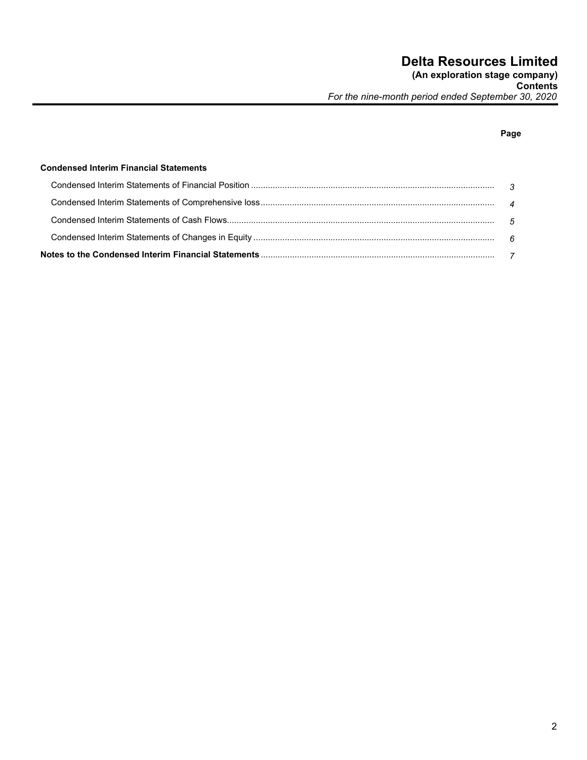# Delta Resources Limited

**(An exploration stage company)**
**Contents**
*For the nine-month period ended September 30, 2020*

| | Page |
|---|---|
| **Condensed Interim Financial Statements** | |
| Condensed Interim Statements of Financial Position | *3* |
| Condensed Interim Statements of Comprehensive loss | *4* |
| Condensed Interim Statements of Cash Flows | *5* |
| Condensed Interim Statements of Changes in Equity | *6* |
| **Notes to the Condensed Interim Financial Statements** | *7* |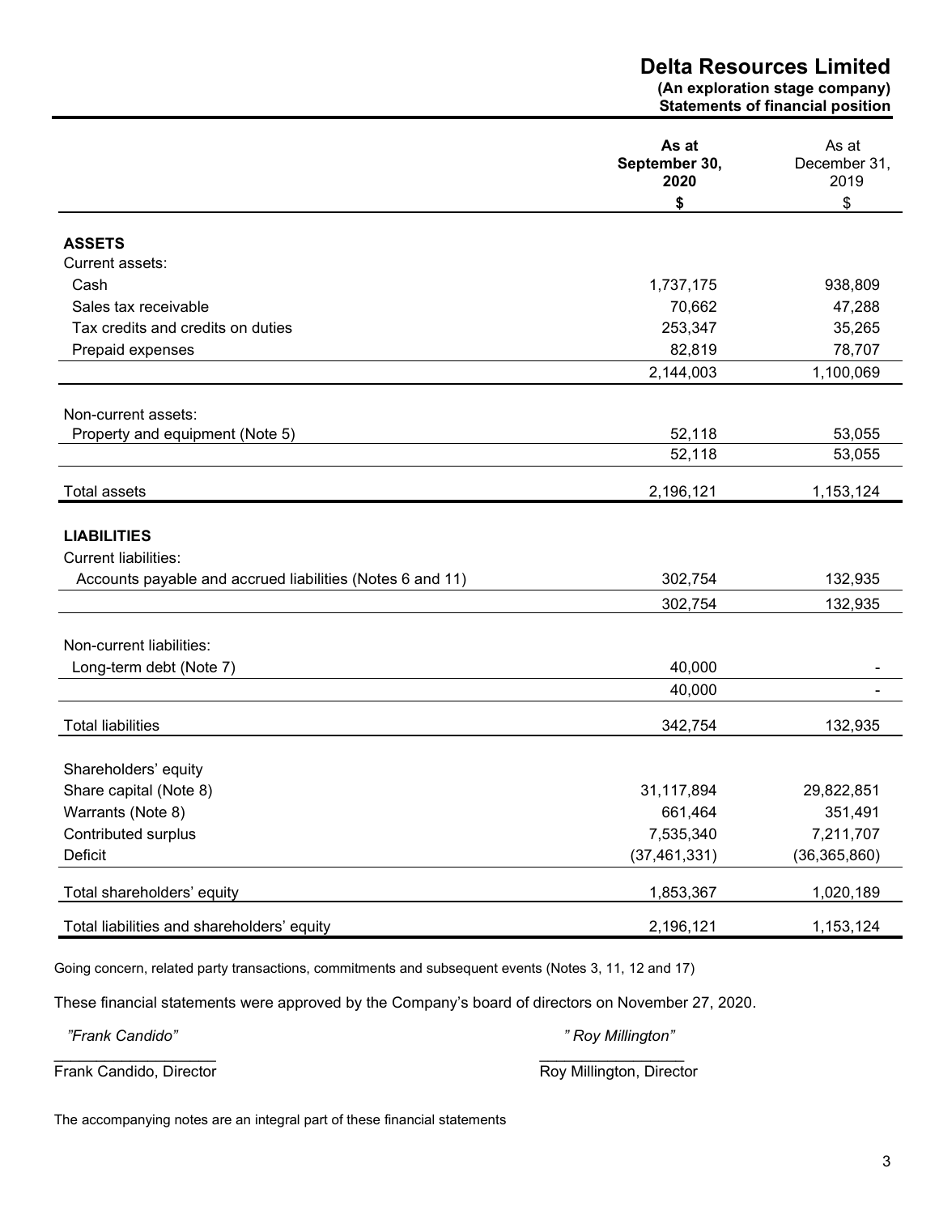# Delta Resources Limited

**(An exploration stage company)**
**Statements of financial position**

| | **As at September 30, 2020** | As at December 31, 2019 |
|---|---|---|
| | **$** | $ |
| **ASSETS** | | |
| Current assets: | | |
| Cash | 1,737,175 | 938,809 |
| Sales tax receivable | 70,662 | 47,288 |
| Tax credits and credits on duties | 253,347 | 35,265 |
| Prepaid expenses | 82,819 | 78,707 |
| | 2,144,003 | 1,100,069 |
| Non-current assets: | | |
| Property and equipment (Note 5) | 52,118 | 53,055 |
| | 52,118 | 53,055 |
| Total assets | 2,196,121 | 1,153,124 |
| **LIABILITIES** | | |
| Current liabilities: | | |
| Accounts payable and accrued liabilities (Notes 6 and 11) | 302,754 | 132,935 |
| | 302,754 | 132,935 |
| Non-current liabilities: | | |
| Long-term debt (Note 7) | 40,000 | - |
| | 40,000 | - |
| Total liabilities | 342,754 | 132,935 |
| Shareholders' equity | | |
| Share capital (Note 8) | 31,117,894 | 29,822,851 |
| Warrants (Note 8) | 661,464 | 351,491 |
| Contributed surplus | 7,535,340 | 7,211,707 |
| Deficit | (37,461,331) | (36,365,860) |
| Total shareholders' equity | 1,853,367 | 1,020,189 |
| Total liabilities and shareholders' equity | 2,196,121 | 1,153,124 |

Going concern, related party transactions, commitments and subsequent events (Notes 3, 11, 12 and 17)

These financial statements were approved by the Company's board of directors on November 27, 2020.

*"Frank Candido"*
Frank Candido, Director

*" Roy Millington"*
Roy Millington, Director

The accompanying notes are an integral part of these financial statements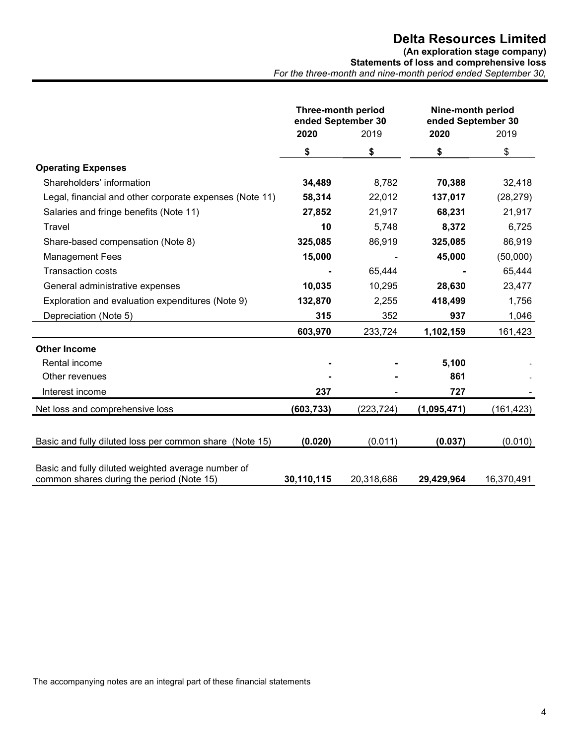# Delta Resources Limited

**(An exploration stage company)**

**Statements of loss and comprehensive loss**

*For the three-month and nine-month period ended September 30,*

| | Three-month period ended September 30 | | Nine-month period ended September 30 | |
|---|---|---|---|---|
| | **2020** | 2019 | **2020** | 2019 |
| | **$** | **$** | **$** | $ |
| **Operating Expenses** | | | | |
| Shareholders' information | **34,489** | 8,782 | **70,388** | 32,418 |
| Legal, financial and other corporate expenses (Note 11) | **58,314** | 22,012 | **137,017** | (28,279) |
| Salaries and fringe benefits (Note 11) | **27,852** | 21,917 | **68,231** | 21,917 |
| Travel | **10** | 5,748 | **8,372** | 6,725 |
| Share-based compensation (Note 8) | **325,085** | 86,919 | **325,085** | 86,919 |
| Management Fees | **15,000** | - | **45,000** | (50,000) |
| Transaction costs | **-** | 65,444 | **-** | 65,444 |
| General administrative expenses | **10,035** | 10,295 | **28,630** | 23,477 |
| Exploration and evaluation expenditures (Note 9) | **132,870** | 2,255 | **418,499** | 1,756 |
| Depreciation (Note 5) | **315** | 352 | **937** | 1,046 |
| | **603,970** | 233,724 | **1,102,159** | 161,423 |
| **Other Income** | | | | |
| Rental income | **-** | **-** | **5,100** | - |
| Other revenues | **-** | **-** | **861** | - |
| Interest income | **237** | - | **727** | - |
| Net loss and comprehensive loss | **(603,733)** | (223,724) | **(1,095,471)** | (161,423) |
| Basic and fully diluted loss per common share (Note 15) | **(0.020)** | (0.011) | **(0.037)** | (0.010) |
| Basic and fully diluted weighted average number of common shares during the period (Note 15) | **30,110,115** | 20,318,686 | **29,429,964** | 16,370,491 |

The accompanying notes are an integral part of these financial statements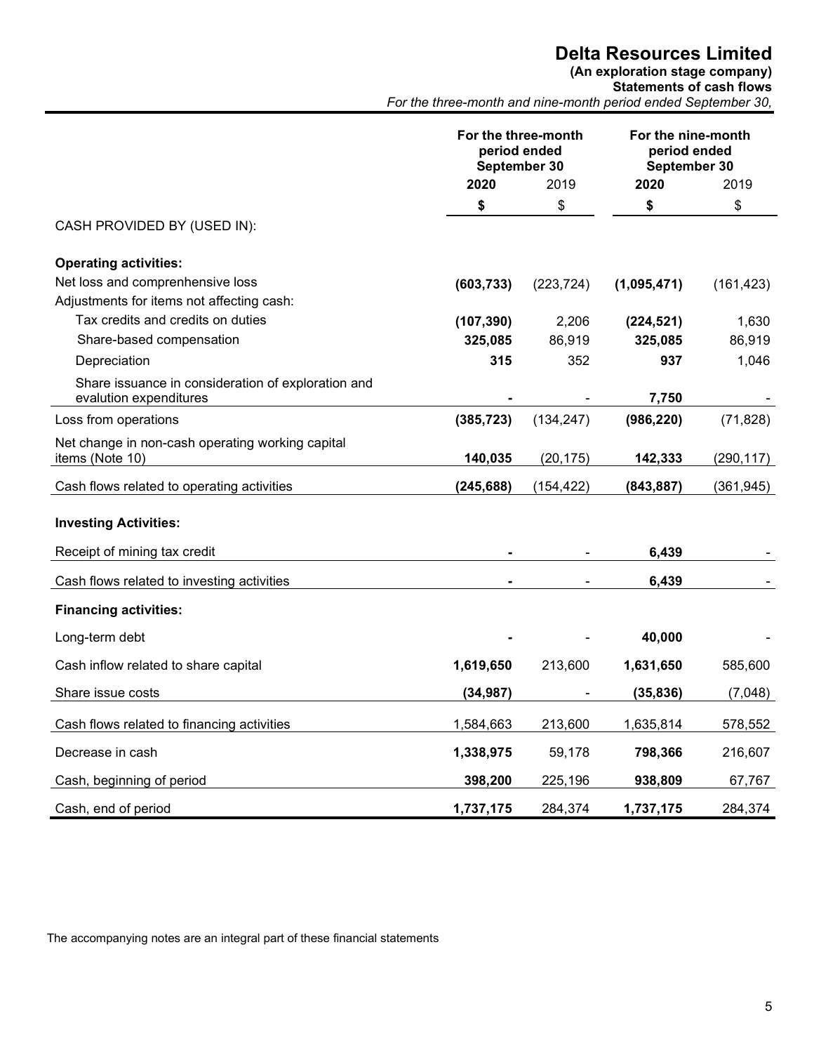# Delta Resources Limited

**(An exploration stage company)**
**Statements of cash flows**
*For the three-month and nine-month period ended September 30,*

| | For the three-month period ended September 30 | | For the nine-month period ended September 30 | |
|---|---|---|---|---|
| | **2020** | 2019 | **2020** | 2019 |
| | **$** | $ | **$** | $ |
| CASH PROVIDED BY (USED IN): | | | | |
| **Operating activities:** | | | | |
| Net loss and comprenhensive loss | **(603,733)** | (223,724) | **(1,095,471)** | (161,423) |
| Adjustments for items not affecting cash: | | | | |
| Tax credits and credits on duties | **(107,390)** | 2,206 | **(224,521)** | 1,630 |
| Share-based compensation | **325,085** | 86,919 | **325,085** | 86,919 |
| Depreciation | **315** | 352 | **937** | 1,046 |
| Share issuance in consideration of exploration and evalution expenditures | **-** | - | **7,750** | - |
| Loss from operations | **(385,723)** | (134,247) | **(986,220)** | (71,828) |
| Net change in non-cash operating working capital items (Note 10) | **140,035** | (20,175) | **142,333** | (290,117) |
| Cash flows related to operating activities | **(245,688)** | (154,422) | **(843,887)** | (361,945) |
| **Investing Activities:** | | | | |
| Receipt of mining tax credit | **-** | - | **6,439** | - |
| Cash flows related to investing activities | **-** | - | **6,439** | - |
| **Financing activities:** | | | | |
| Long-term debt | **-** | - | **40,000** | - |
| Cash inflow related to share capital | **1,619,650** | 213,600 | **1,631,650** | 585,600 |
| Share issue costs | **(34,987)** | - | **(35,836)** | (7,048) |
| Cash flows related to financing activities | 1,584,663 | 213,600 | 1,635,814 | 578,552 |
| Decrease in cash | **1,338,975** | 59,178 | **798,366** | 216,607 |
| Cash, beginning of period | **398,200** | 225,196 | **938,809** | 67,767 |
| Cash, end of period | **1,737,175** | 284,374 | **1,737,175** | 284,374 |

The accompanying notes are an integral part of these financial statements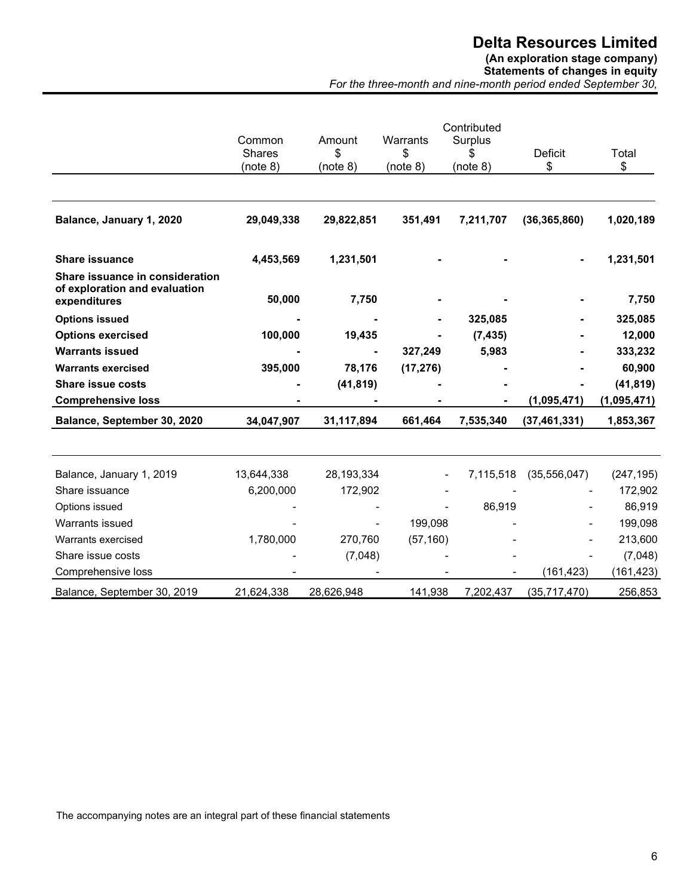# Delta Resources Limited

**(An exploration stage company)**
**Statements of changes in equity**
*For the three-month and nine-month period ended September 30,*

| | Common Shares (note 8) | Amount $ (note 8) | Warrants $ (note 8) | Contributed Surplus $ (note 8) | Deficit $ | Total $ |
|---|---|---|---|---|---|---|
| **Balance, January 1, 2020** | **29,049,338** | **29,822,851** | **351,491** | **7,211,707** | **(36,365,860)** | **1,020,189** |
| **Share issuance** | **4,453,569** | **1,231,501** | **-** | **-** | **-** | **1,231,501** |
| **Share issuance in consideration of exploration and evaluation expenditures** | **50,000** | **7,750** | **-** | **-** | **-** | **7,750** |
| **Options issued** | **-** | **-** | **-** | **325,085** | **-** | **325,085** |
| **Options exercised** | **100,000** | **19,435** | **-** | **(7,435)** | **-** | **12,000** |
| **Warrants issued** | **-** | **-** | **327,249** | **5,983** | **-** | **333,232** |
| **Warrants exercised** | **395,000** | **78,176** | **(17,276)** | **-** | **-** | **60,900** |
| **Share issue costs** | **-** | **(41,819)** | **-** | **-** | **-** | **(41,819)** |
| **Comprehensive loss** | **-** | **-** | **-** | **-** | **(1,095,471)** | **(1,095,471)** |
| **Balance, September 30, 2020** | **34,047,907** | **31,117,894** | **661,464** | **7,535,340** | **(37,461,331)** | **1,853,367** |
| | | | | | | |
| Balance, January 1, 2019 | 13,644,338 | 28,193,334 | - | 7,115,518 | (35,556,047) | (247,195) |
| Share issuance | 6,200,000 | 172,902 | - | - | - | 172,902 |
| Options issued | - | - | - | 86,919 | - | 86,919 |
| Warrants issued | - | - | 199,098 | - | - | 199,098 |
| Warrants exercised | 1,780,000 | 270,760 | (57,160) | - | - | 213,600 |
| Share issue costs | - | (7,048) | - | - | - | (7,048) |
| Comprehensive loss | - | - | - | - | (161,423) | (161,423) |
| Balance, September 30, 2019 | 21,624,338 | 28,626,948 | 141,938 | 7,202,437 | (35,717,470) | 256,853 |

The accompanying notes are an integral part of these financial statements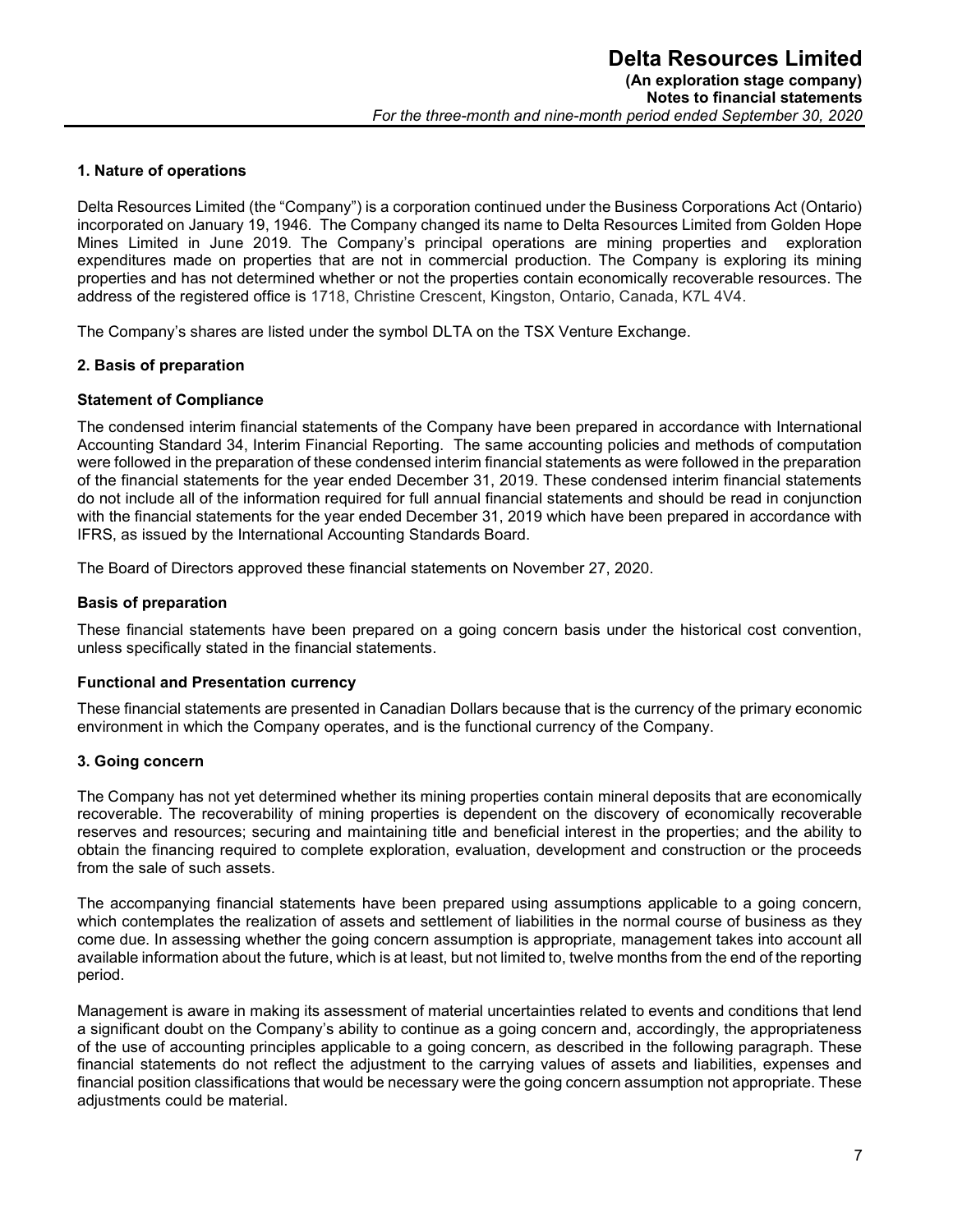## 1. Nature of operations

Delta Resources Limited (the "Company") is a corporation continued under the Business Corporations Act (Ontario) incorporated on January 19, 1946. The Company changed its name to Delta Resources Limited from Golden Hope Mines Limited in June 2019. The Company's principal operations are mining properties and exploration expenditures made on properties that are not in commercial production. The Company is exploring its mining properties and has not determined whether or not the properties contain economically recoverable resources. The address of the registered office is 1718, Christine Crescent, Kingston, Ontario, Canada, K7L 4V4.

The Company's shares are listed under the symbol DLTA on the TSX Venture Exchange.

## 2. Basis of preparation

### Statement of Compliance

The condensed interim financial statements of the Company have been prepared in accordance with International Accounting Standard 34, Interim Financial Reporting. The same accounting policies and methods of computation were followed in the preparation of these condensed interim financial statements as were followed in the preparation of the financial statements for the year ended December 31, 2019. These condensed interim financial statements do not include all of the information required for full annual financial statements and should be read in conjunction with the financial statements for the year ended December 31, 2019 which have been prepared in accordance with IFRS, as issued by the International Accounting Standards Board.

The Board of Directors approved these financial statements on November 27, 2020.

### Basis of preparation

These financial statements have been prepared on a going concern basis under the historical cost convention, unless specifically stated in the financial statements.

### Functional and Presentation currency

These financial statements are presented in Canadian Dollars because that is the currency of the primary economic environment in which the Company operates, and is the functional currency of the Company.

## 3. Going concern

The Company has not yet determined whether its mining properties contain mineral deposits that are economically recoverable. The recoverability of mining properties is dependent on the discovery of economically recoverable reserves and resources; securing and maintaining title and beneficial interest in the properties; and the ability to obtain the financing required to complete exploration, evaluation, development and construction or the proceeds from the sale of such assets.

The accompanying financial statements have been prepared using assumptions applicable to a going concern, which contemplates the realization of assets and settlement of liabilities in the normal course of business as they come due. In assessing whether the going concern assumption is appropriate, management takes into account all available information about the future, which is at least, but not limited to, twelve months from the end of the reporting period.

Management is aware in making its assessment of material uncertainties related to events and conditions that lend a significant doubt on the Company's ability to continue as a going concern and, accordingly, the appropriateness of the use of accounting principles applicable to a going concern, as described in the following paragraph. These financial statements do not reflect the adjustment to the carrying values of assets and liabilities, expenses and financial position classifications that would be necessary were the going concern assumption not appropriate. These adjustments could be material.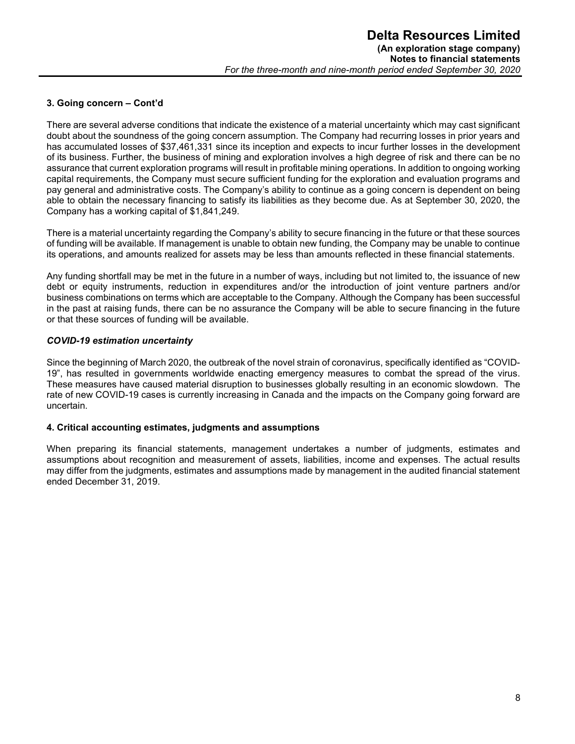## 3. Going concern – Cont'd

There are several adverse conditions that indicate the existence of a material uncertainty which may cast significant doubt about the soundness of the going concern assumption. The Company had recurring losses in prior years and has accumulated losses of $37,461,331 since its inception and expects to incur further losses in the development of its business. Further, the business of mining and exploration involves a high degree of risk and there can be no assurance that current exploration programs will result in profitable mining operations. In addition to ongoing working capital requirements, the Company must secure sufficient funding for the exploration and evaluation programs and pay general and administrative costs. The Company's ability to continue as a going concern is dependent on being able to obtain the necessary financing to satisfy its liabilities as they become due. As at September 30, 2020, the Company has a working capital of $1,841,249.

There is a material uncertainty regarding the Company's ability to secure financing in the future or that these sources of funding will be available. If management is unable to obtain new funding, the Company may be unable to continue its operations, and amounts realized for assets may be less than amounts reflected in these financial statements.

Any funding shortfall may be met in the future in a number of ways, including but not limited to, the issuance of new debt or equity instruments, reduction in expenditures and/or the introduction of joint venture partners and/or business combinations on terms which are acceptable to the Company. Although the Company has been successful in the past at raising funds, there can be no assurance the Company will be able to secure financing in the future or that these sources of funding will be available.

### *COVID-19 estimation uncertainty*

Since the beginning of March 2020, the outbreak of the novel strain of coronavirus, specifically identified as "COVID-19", has resulted in governments worldwide enacting emergency measures to combat the spread of the virus. These measures have caused material disruption to businesses globally resulting in an economic slowdown. The rate of new COVID-19 cases is currently increasing in Canada and the impacts on the Company going forward are uncertain.

## 4. Critical accounting estimates, judgments and assumptions

When preparing its financial statements, management undertakes a number of judgments, estimates and assumptions about recognition and measurement of assets, liabilities, income and expenses. The actual results may differ from the judgments, estimates and assumptions made by management in the audited financial statement ended December 31, 2019.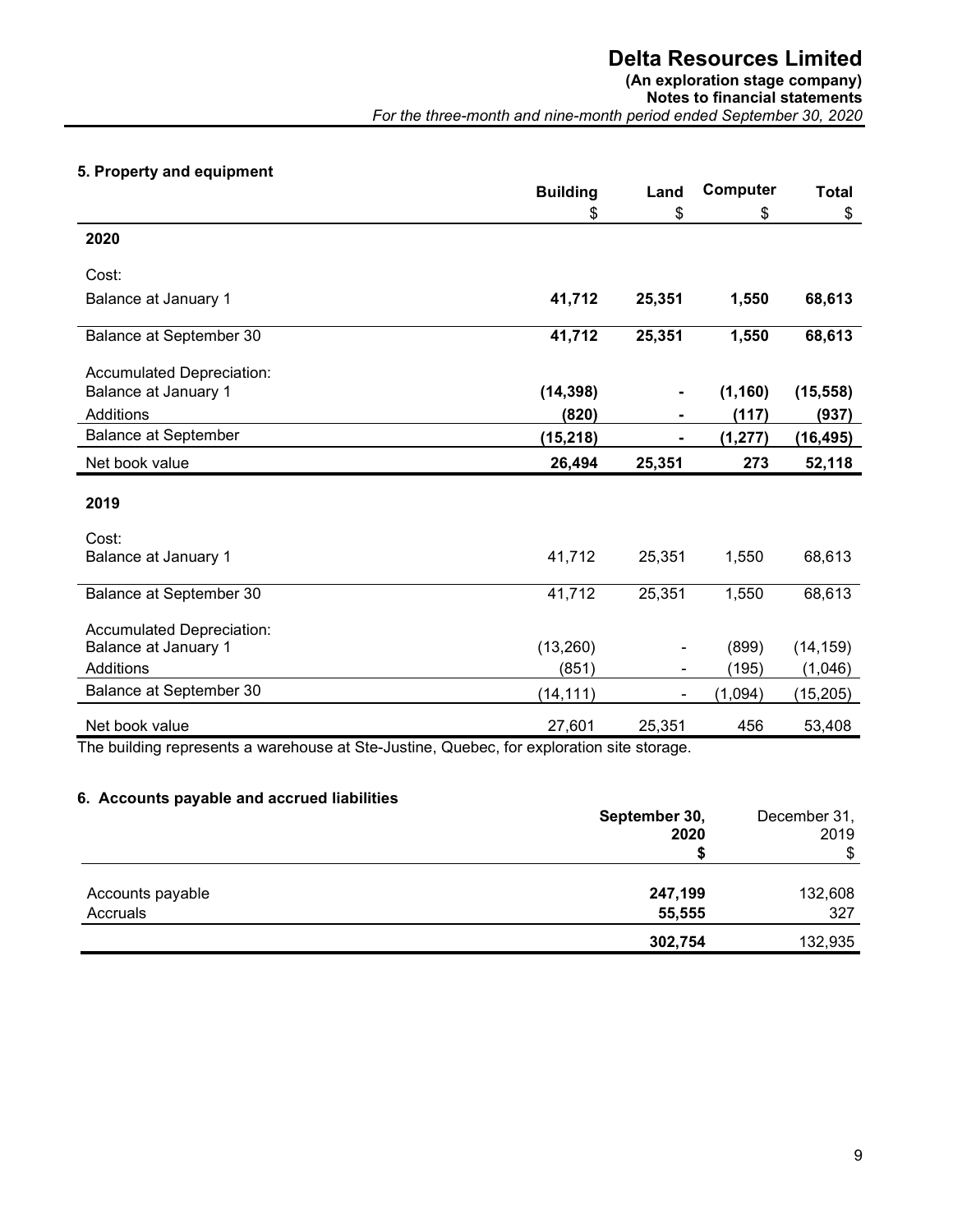## 5. Property and equipment

| | Building | Land | Computer | Total |
|---|---|---|---|---|
| | $ | $ | $ | $ |
| **2020** | | | | |
| Cost: | | | | |
| Balance at January 1 | **41,712** | **25,351** | **1,550** | **68,613** |
| Balance at September 30 | **41,712** | **25,351** | **1,550** | **68,613** |
| Accumulated Depreciation: | | | | |
| Balance at January 1 | **(14,398)** | **-** | **(1,160)** | **(15,558)** |
| Additions | **(820)** | **-** | **(117)** | **(937)** |
| Balance at September | **(15,218)** | **-** | **(1,277)** | **(16,495)** |
| Net book value | **26,494** | **25,351** | **273** | **52,118** |
| **2019** | | | | |
| Cost: | | | | |
| Balance at January 1 | 41,712 | 25,351 | 1,550 | 68,613 |
| Balance at September 30 | 41,712 | 25,351 | 1,550 | 68,613 |
| Accumulated Depreciation: | | | | |
| Balance at January 1 | (13,260) | - | (899) | (14,159) |
| Additions | (851) | - | (195) | (1,046) |
| Balance at September 30 | (14,111) | - | (1,094) | (15,205) |
| Net book value | 27,601 | 25,351 | 456 | 53,408 |

The building represents a warehouse at Ste-Justine, Quebec, for exploration site storage.

## 6. Accounts payable and accrued liabilities

| | September 30, 2020 | December 31, 2019 |
|---|---|---|
| | $ | $ |
| Accounts payable | **247,199** | 132,608 |
| Accruals | **55,555** | 327 |
| | **302,754** | 132,935 |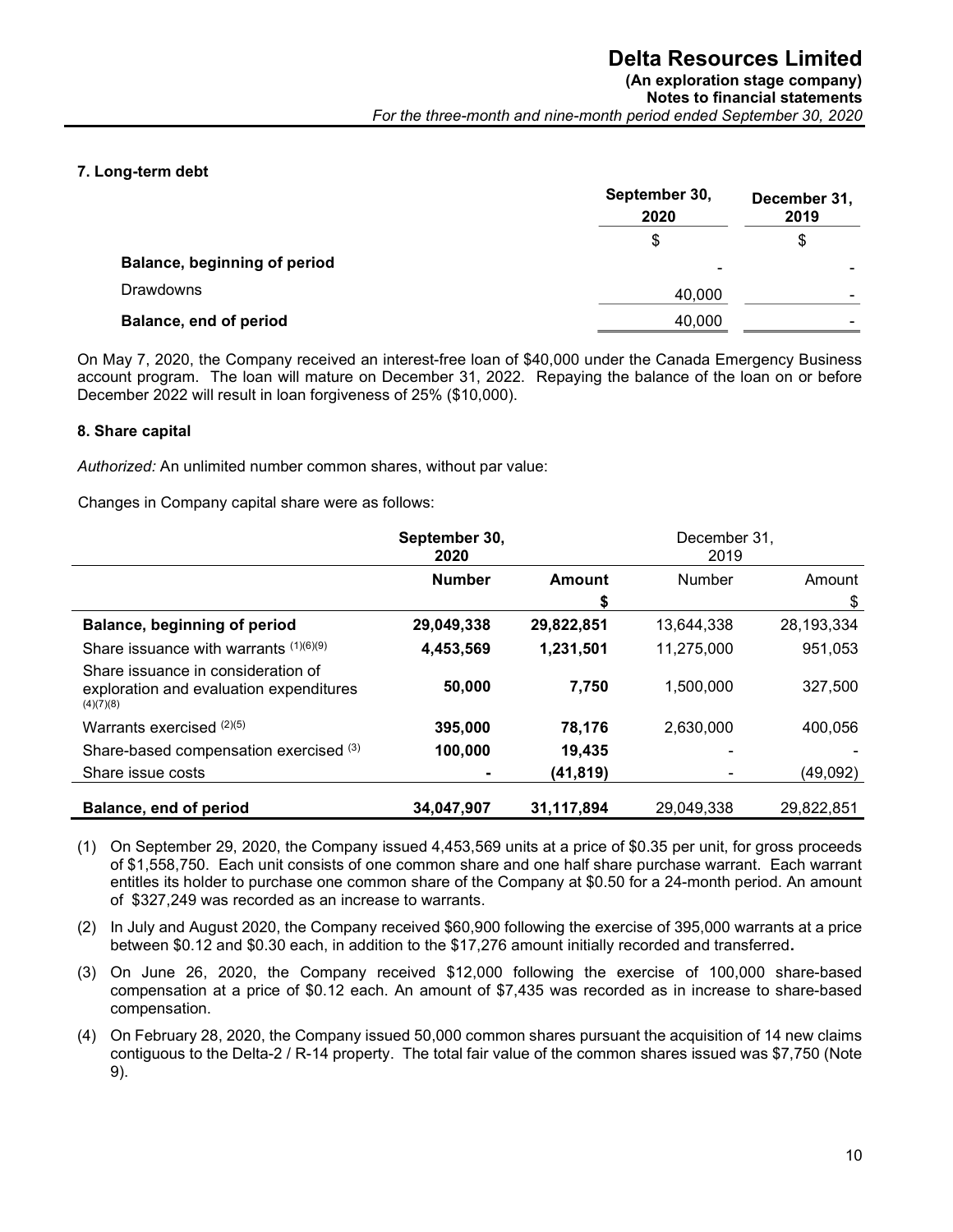## 7. Long-term debt

| | September 30, 2020 | December 31, 2019 |
|---|---|---|
| | $ | $ |
| **Balance, beginning of period** | - | - |
| Drawdowns | 40,000 | - |
| **Balance, end of period** | 40,000 | - |

On May 7, 2020, the Company received an interest-free loan of $40,000 under the Canada Emergency Business account program. The loan will mature on December 31, 2022. Repaying the balance of the loan on or before December 2022 will result in loan forgiveness of 25% ($10,000).

## 8. Share capital

*Authorized:* An unlimited number common shares, without par value:

Changes in Company capital share were as follows:

| | September 30, 2020 | | December 31, 2019 | |
|---|---|---|---|---|
| | **Number** | **Amount** | Number | Amount |
| | | **$** | | $ |
| **Balance, beginning of period** | **29,049,338** | **29,822,851** | 13,644,338 | 28,193,334 |
| Share issuance with warrants (1)(6)(9) | **4,453,569** | **1,231,501** | 11,275,000 | 951,053 |
| Share issuance in consideration of exploration and evaluation expenditures (4)(7)(8) | **50,000** | **7,750** | 1,500,000 | 327,500 |
| Warrants exercised (2)(5) | **395,000** | **78,176** | 2,630,000 | 400,056 |
| Share-based compensation exercised (3) | **100,000** | **19,435** | - | - |
| Share issue costs | **-** | **(41,819)** | - | (49,092) |
| **Balance, end of period** | **34,047,907** | **31,117,894** | 29,049,338 | 29,822,851 |

(1) On September 29, 2020, the Company issued 4,453,569 units at a price of $0.35 per unit, for gross proceeds of $1,558,750. Each unit consists of one common share and one half share purchase warrant. Each warrant entitles its holder to purchase one common share of the Company at $0.50 for a 24-month period. An amount of $327,249 was recorded as an increase to warrants.

(2) In July and August 2020, the Company received $60,900 following the exercise of 395,000 warrants at a price between $0.12 and $0.30 each, in addition to the $17,276 amount initially recorded and transferred**.**

(3) On June 26, 2020, the Company received $12,000 following the exercise of 100,000 share-based compensation at a price of $0.12 each. An amount of $7,435 was recorded as in increase to share-based compensation.

(4) On February 28, 2020, the Company issued 50,000 common shares pursuant the acquisition of 14 new claims contiguous to the Delta-2 / R-14 property. The total fair value of the common shares issued was $7,750 (Note 9).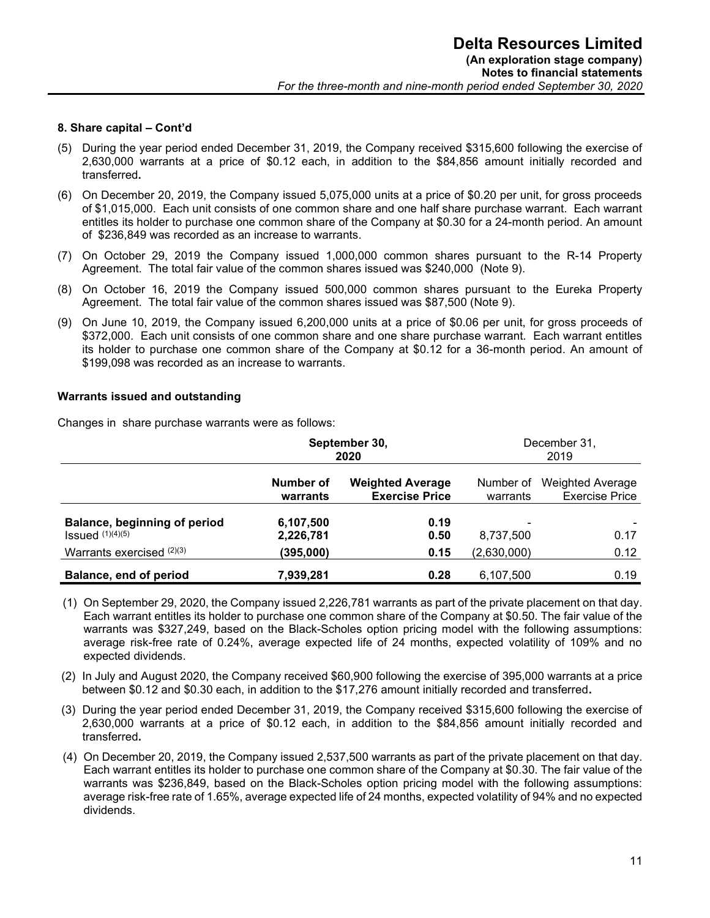**8. Share capital – Cont'd**

(5) During the year period ended December 31, 2019, the Company received \$315,600 following the exercise of 2,630,000 warrants at a price of \$0.12 each, in addition to the \$84,856 amount initially recorded and transferred**.**

(6) On December 20, 2019, the Company issued 5,075,000 units at a price of \$0.20 per unit, for gross proceeds of \$1,015,000. Each unit consists of one common share and one half share purchase warrant. Each warrant entitles its holder to purchase one common share of the Company at \$0.30 for a 24-month period. An amount of \$236,849 was recorded as an increase to warrants.

(7) On October 29, 2019 the Company issued 1,000,000 common shares pursuant to the R-14 Property Agreement. The total fair value of the common shares issued was \$240,000 (Note 9).

(8) On October 16, 2019 the Company issued 500,000 common shares pursuant to the Eureka Property Agreement. The total fair value of the common shares issued was \$87,500 (Note 9).

(9) On June 10, 2019, the Company issued 6,200,000 units at a price of \$0.06 per unit, for gross proceeds of \$372,000. Each unit consists of one common share and one share purchase warrant. Each warrant entitles its holder to purchase one common share of the Company at \$0.12 for a 36-month period. An amount of \$199,098 was recorded as an increase to warrants.

**Warrants issued and outstanding**

Changes in share purchase warrants were as follows:

| | **September 30, 2020** | | December 31, 2019 | |
|---|---|---|---|---|
| | **Number of warrants** | **Weighted Average Exercise Price** | Number of warrants | Weighted Average Exercise Price |
| **Balance, beginning of period** | **6,107,500** | **0.19** | - | - |
| Issued (1)(4)(5) | **2,226,781** | **0.50** | 8,737,500 | 0.17 |
| Warrants exercised (2)(3) | **(395,000)** | **0.15** | (2,630,000) | 0.12 |
| **Balance, end of period** | **7,939,281** | **0.28** | 6,107,500 | 0.19 |

(1) On September 29, 2020, the Company issued 2,226,781 warrants as part of the private placement on that day. Each warrant entitles its holder to purchase one common share of the Company at \$0.50. The fair value of the warrants was \$327,249, based on the Black-Scholes option pricing model with the following assumptions: average risk-free rate of 0.24%, average expected life of 24 months, expected volatility of 109% and no expected dividends.

(2) In July and August 2020, the Company received \$60,900 following the exercise of 395,000 warrants at a price between \$0.12 and \$0.30 each, in addition to the \$17,276 amount initially recorded and transferred**.**

(3) During the year period ended December 31, 2019, the Company received \$315,600 following the exercise of 2,630,000 warrants at a price of \$0.12 each, in addition to the \$84,856 amount initially recorded and transferred**.**

(4) On December 20, 2019, the Company issued 2,537,500 warrants as part of the private placement on that day. Each warrant entitles its holder to purchase one common share of the Company at \$0.30. The fair value of the warrants was \$236,849, based on the Black-Scholes option pricing model with the following assumptions: average risk-free rate of 1.65%, average expected life of 24 months, expected volatility of 94% and no expected dividends.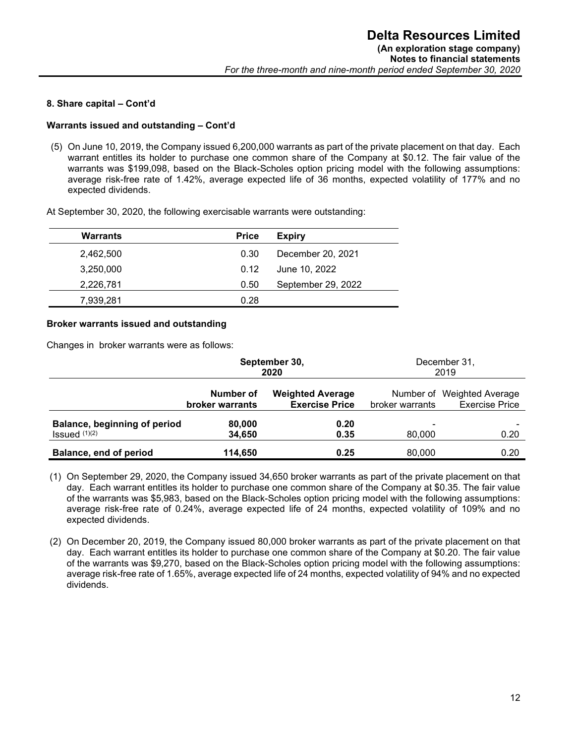**8. Share capital – Cont'd**

**Warrants issued and outstanding – Cont'd**

(5) On June 10, 2019, the Company issued 6,200,000 warrants as part of the private placement on that day. Each warrant entitles its holder to purchase one common share of the Company at $0.12. The fair value of the warrants was $199,098, based on the Black-Scholes option pricing model with the following assumptions: average risk-free rate of 1.42%, average expected life of 36 months, expected volatility of 177% and no expected dividends.

At September 30, 2020, the following exercisable warrants were outstanding:

| Warrants | Price | Expiry |
|---|---|---|
| 2,462,500 | 0.30 | December 20, 2021 |
| 3,250,000 | 0.12 | June 10, 2022 |
| 2,226,781 | 0.50 | September 29, 2022 |
| 7,939,281 | 0.28 | |

**Broker warrants issued and outstanding**

Changes in broker warrants were as follows:

| | **September 30, 2020** | | December 31, 2019 | |
|---|---|---|---|---|
| | **Number of broker warrants** | **Weighted Average Exercise Price** | Number of broker warrants | Weighted Average Exercise Price |
| **Balance, beginning of period** | **80,000** | **0.20** | - | - |
| Issued (1)(2) | **34,650** | **0.35** | 80,000 | 0.20 |
| **Balance, end of period** | **114,650** | **0.25** | 80,000 | 0.20 |

(1) On September 29, 2020, the Company issued 34,650 broker warrants as part of the private placement on that day. Each warrant entitles its holder to purchase one common share of the Company at $0.35. The fair value of the warrants was $5,983, based on the Black-Scholes option pricing model with the following assumptions: average risk-free rate of 0.24%, average expected life of 24 months, expected volatility of 109% and no expected dividends.

(2) On December 20, 2019, the Company issued 80,000 broker warrants as part of the private placement on that day. Each warrant entitles its holder to purchase one common share of the Company at $0.20. The fair value of the warrants was $9,270, based on the Black-Scholes option pricing model with the following assumptions: average risk-free rate of 1.65%, average expected life of 24 months, expected volatility of 94% and no expected dividends.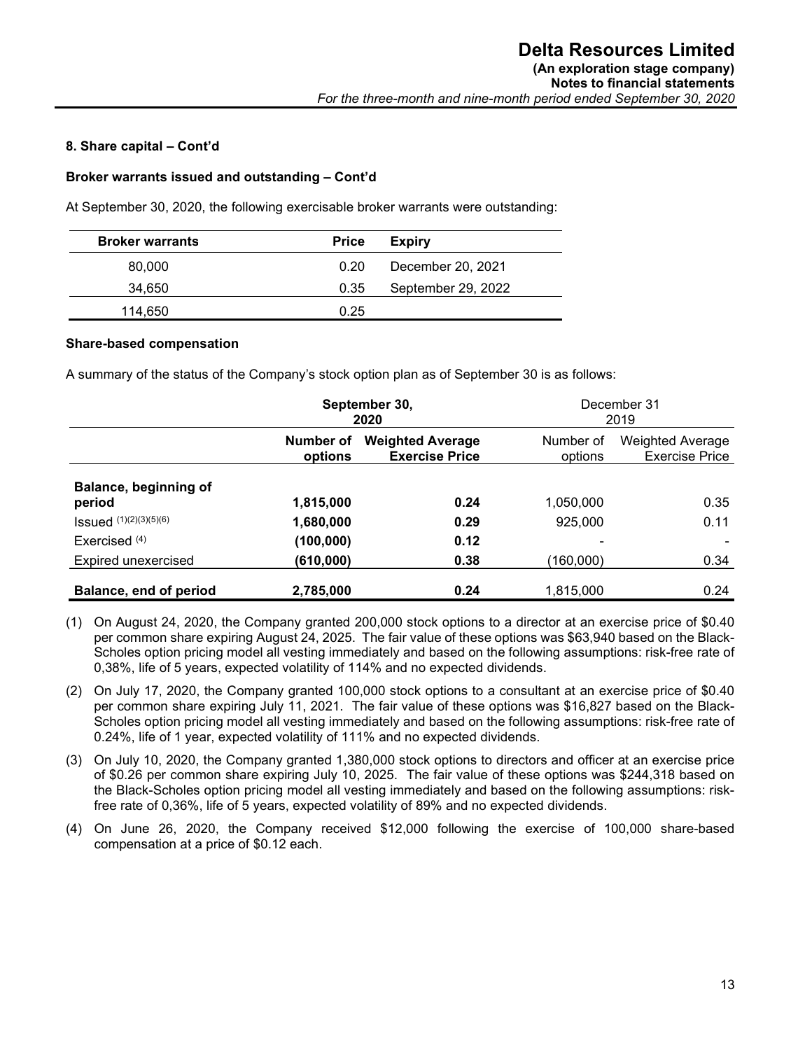### 8. Share capital – Cont'd

**Broker warrants issued and outstanding – Cont'd**

At September 30, 2020, the following exercisable broker warrants were outstanding:

| Broker warrants | Price | Expiry |
|---|---|---|
| 80,000 | 0.20 | December 20, 2021 |
| 34,650 | 0.35 | September 29, 2022 |
| 114,650 | 0.25 | |

**Share-based compensation**

A summary of the status of the Company's stock option plan as of September 30 is as follows:

| | September 30, 2020 | | December 31 2019 | |
|---|---|---|---|---|
| | **Number of options** | **Weighted Average Exercise Price** | Number of options | Weighted Average Exercise Price |
| **Balance, beginning of period** | **1,815,000** | **0.24** | 1,050,000 | 0.35 |
| Issued (1)(2)(3)(5)(6) | **1,680,000** | **0.29** | 925,000 | 0.11 |
| Exercised (4) | **(100,000)** | **0.12** | - | - |
| Expired unexercised | **(610,000)** | **0.38** | (160,000) | 0.34 |
| **Balance, end of period** | **2,785,000** | **0.24** | 1,815,000 | 0.24 |

(1) On August 24, 2020, the Company granted 200,000 stock options to a director at an exercise price of $0.40 per common share expiring August 24, 2025. The fair value of these options was $63,940 based on the Black-Scholes option pricing model all vesting immediately and based on the following assumptions: risk-free rate of 0,38%, life of 5 years, expected volatility of 114% and no expected dividends.

(2) On July 17, 2020, the Company granted 100,000 stock options to a consultant at an exercise price of $0.40 per common share expiring July 11, 2021. The fair value of these options was $16,827 based on the Black-Scholes option pricing model all vesting immediately and based on the following assumptions: risk-free rate of 0.24%, life of 1 year, expected volatility of 111% and no expected dividends.

(3) On July 10, 2020, the Company granted 1,380,000 stock options to directors and officer at an exercise price of $0.26 per common share expiring July 10, 2025. The fair value of these options was $244,318 based on the Black-Scholes option pricing model all vesting immediately and based on the following assumptions: risk-free rate of 0,36%, life of 5 years, expected volatility of 89% and no expected dividends.

(4) On June 26, 2020, the Company received $12,000 following the exercise of 100,000 share-based compensation at a price of $0.12 each.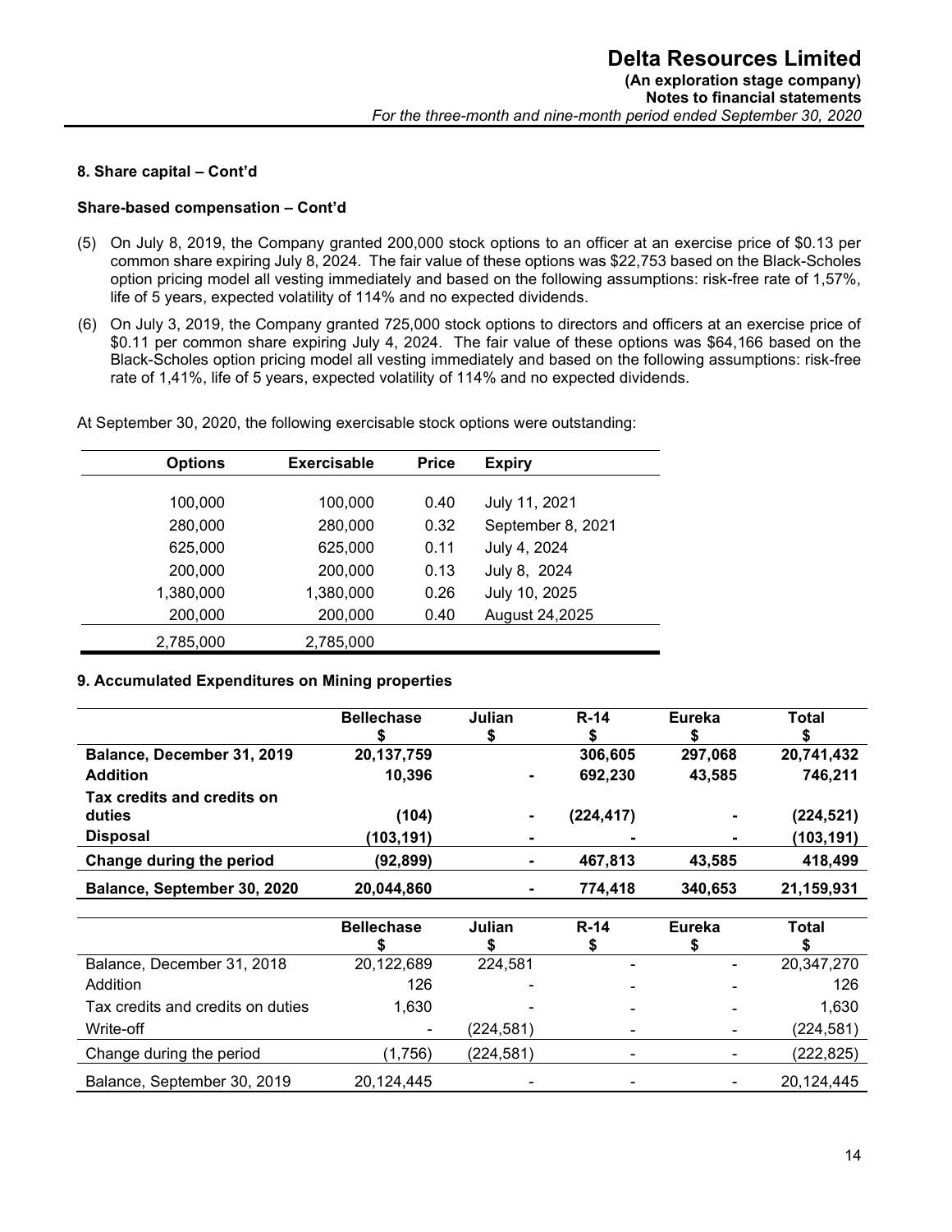**8. Share capital – Cont'd**

**Share-based compensation – Cont'd**

(5) On July 8, 2019, the Company granted 200,000 stock options to an officer at an exercise price of $0.13 per common share expiring July 8, 2024. The fair value of these options was $22,753 based on the Black-Scholes option pricing model all vesting immediately and based on the following assumptions: risk-free rate of 1,57%, life of 5 years, expected volatility of 114% and no expected dividends.

(6) On July 3, 2019, the Company granted 725,000 stock options to directors and officers at an exercise price of $0.11 per common share expiring July 4, 2024. The fair value of these options was $64,166 based on the Black-Scholes option pricing model all vesting immediately and based on the following assumptions: risk-free rate of 1,41%, life of 5 years, expected volatility of 114% and no expected dividends.

At September 30, 2020, the following exercisable stock options were outstanding:

| Options | Exercisable | Price | Expiry |
|---|---|---|---|
| 100,000 | 100,000 | 0.40 | July 11, 2021 |
| 280,000 | 280,000 | 0.32 | September 8, 2021 |
| 625,000 | 625,000 | 0.11 | July 4, 2024 |
| 200,000 | 200,000 | 0.13 | July 8, 2024 |
| 1,380,000 | 1,380,000 | 0.26 | July 10, 2025 |
| 200,000 | 200,000 | 0.40 | August 24,2025 |
| 2,785,000 | 2,785,000 | | |

**9. Accumulated Expenditures on Mining properties**

| | Bellechase<br>$ | Julian<br>$ | R-14<br>$ | Eureka<br>$ | Total<br>$ |
|---|---|---|---|---|---|
| **Balance, December 31, 2019** | **20,137,759** | | **306,605** | **297,068** | **20,741,432** |
| **Addition** | **10,396** | **-** | **692,230** | **43,585** | **746,211** |
| **Tax credits and credits on duties** | **(104)** | **-** | **(224,417)** | **-** | **(224,521)** |
| **Disposal** | **(103,191)** | **-** | **-** | **-** | **(103,191)** |
| **Change during the period** | **(92,899)** | **-** | **467,813** | **43,585** | **418,499** |
| **Balance, September 30, 2020** | **20,044,860** | **-** | **774,418** | **340,653** | **21,159,931** |

| | Bellechase<br>$ | Julian<br>$ | R-14<br>$ | Eureka<br>$ | Total<br>$ |
|---|---|---|---|---|---|
| Balance, December 31, 2018 | 20,122,689 | 224,581 | - | - | 20,347,270 |
| Addition | 126 | - | - | - | 126 |
| Tax credits and credits on duties | 1,630 | - | - | - | 1,630 |
| Write-off | - | (224,581) | - | - | (224,581) |
| Change during the period | (1,756) | (224,581) | - | - | (222,825) |
| Balance, September 30, 2019 | 20,124,445 | - | - | - | 20,124,445 |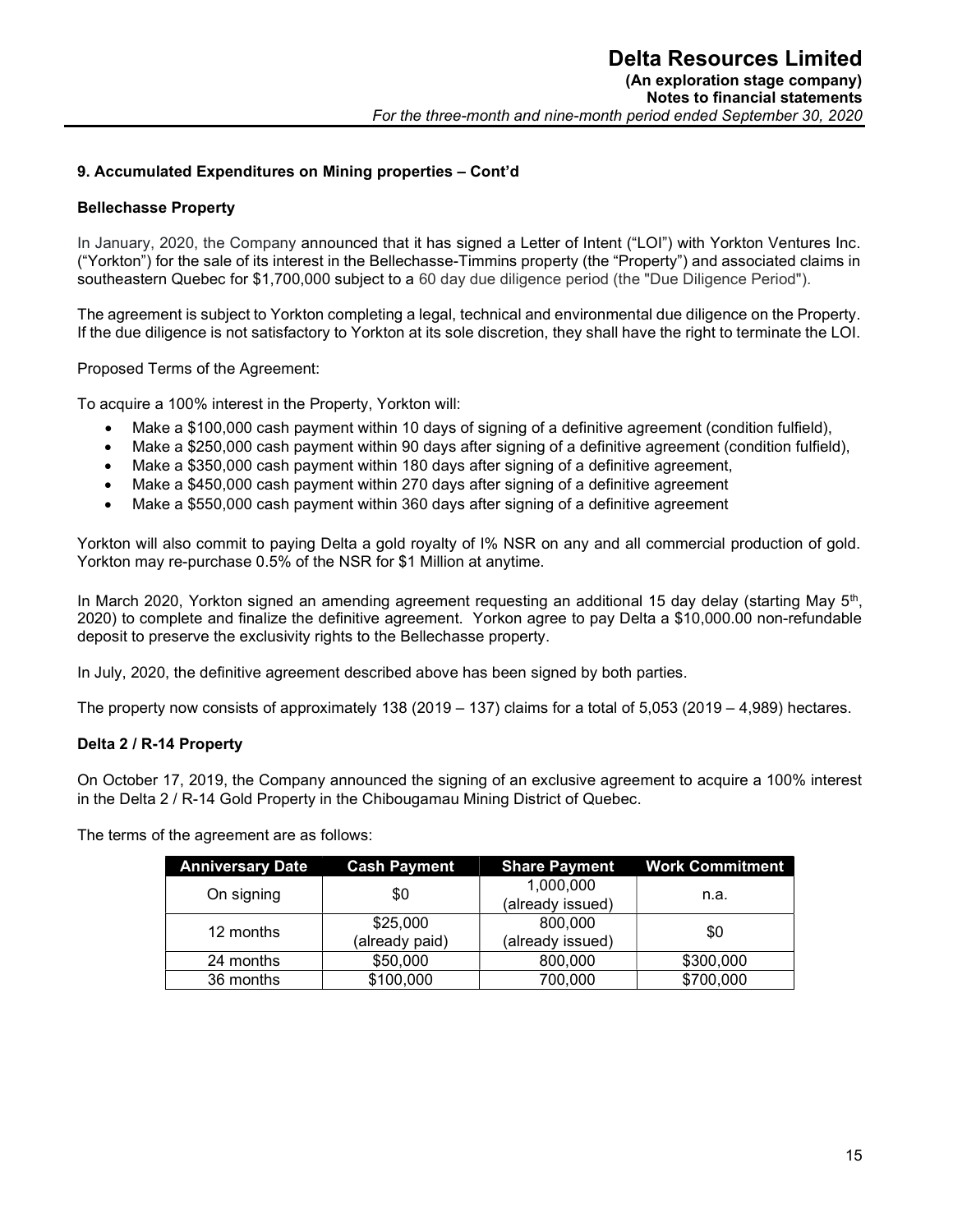### 9. Accumulated Expenditures on Mining properties – Cont'd

**Bellechasse Property**

In January, 2020, the Company announced that it has signed a Letter of Intent ("LOI") with Yorkton Ventures Inc. ("Yorkton") for the sale of its interest in the Bellechasse-Timmins property (the "Property") and associated claims in southeastern Quebec for $1,700,000 subject to a 60 day due diligence period (the "Due Diligence Period").

The agreement is subject to Yorkton completing a legal, technical and environmental due diligence on the Property. If the due diligence is not satisfactory to Yorkton at its sole discretion, they shall have the right to terminate the LOI.

Proposed Terms of the Agreement:

To acquire a 100% interest in the Property, Yorkton will:

- Make a $100,000 cash payment within 10 days of signing of a definitive agreement (condition fulfield),
- Make a $250,000 cash payment within 90 days after signing of a definitive agreement (condition fulfield),
- Make a $350,000 cash payment within 180 days after signing of a definitive agreement,
- Make a $450,000 cash payment within 270 days after signing of a definitive agreement
- Make a $550,000 cash payment within 360 days after signing of a definitive agreement

Yorkton will also commit to paying Delta a gold royalty of I% NSR on any and all commercial production of gold. Yorkton may re-purchase 0.5% of the NSR for $1 Million at anytime.

In March 2020, Yorkton signed an amending agreement requesting an additional 15 day delay (starting May 5th, 2020) to complete and finalize the definitive agreement. Yorkon agree to pay Delta a $10,000.00 non-refundable deposit to preserve the exclusivity rights to the Bellechasse property.

In July, 2020, the definitive agreement described above has been signed by both parties.

The property now consists of approximately 138 (2019 – 137) claims for a total of 5,053 (2019 – 4,989) hectares.

**Delta 2 / R-14 Property**

On October 17, 2019, the Company announced the signing of an exclusive agreement to acquire a 100% interest in the Delta 2 / R-14 Gold Property in the Chibougamau Mining District of Quebec.

The terms of the agreement are as follows:

| Anniversary Date | Cash Payment | Share Payment | Work Commitment |
|---|---|---|---|
| On signing | $0 | 1,000,000 (already issued) | n.a. |
| 12 months | $25,000 (already paid) | 800,000 (already issued) | $0 |
| 24 months | $50,000 | 800,000 | $300,000 |
| 36 months | $100,000 | 700,000 | $700,000 |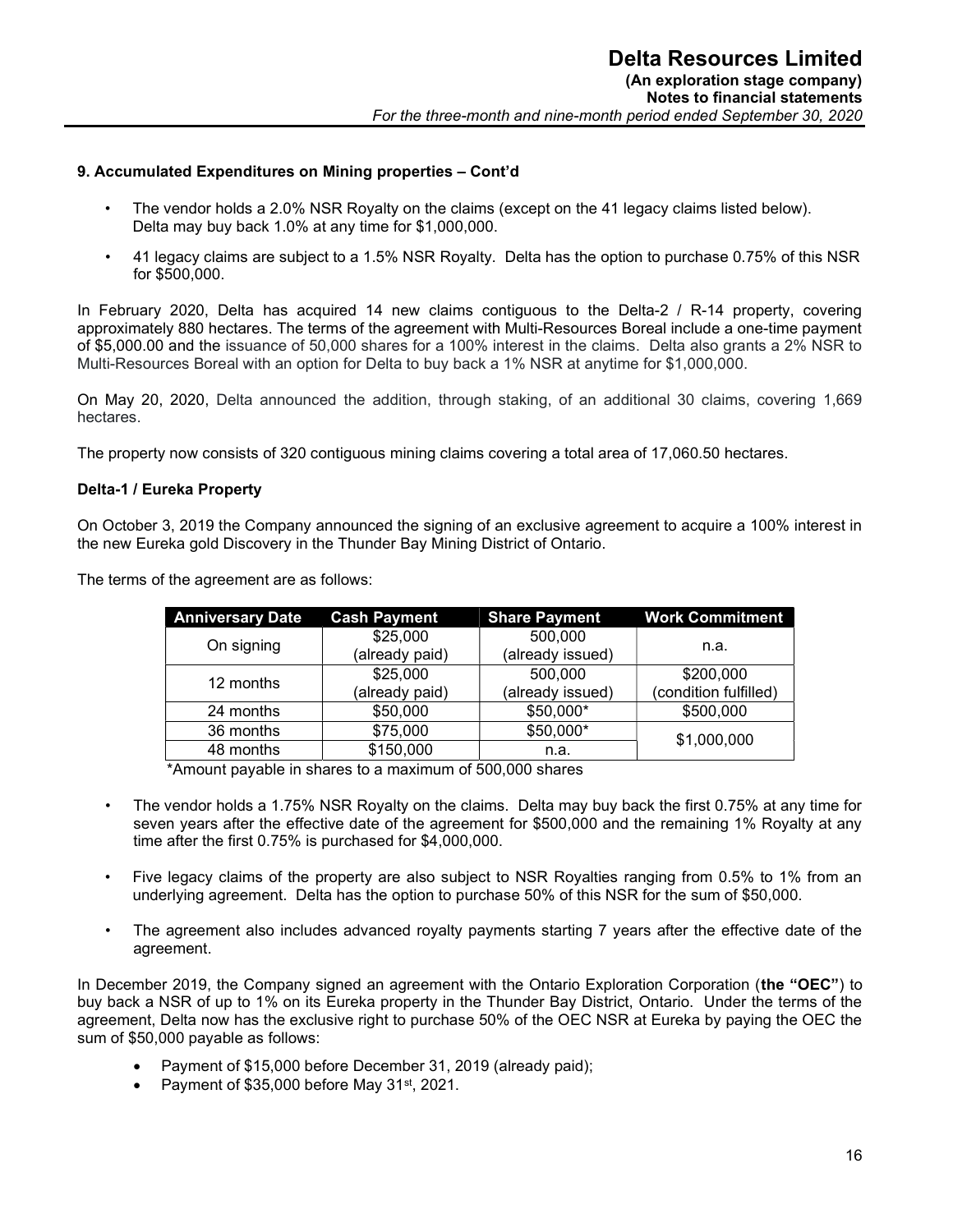## 9. Accumulated Expenditures on Mining properties – Cont'd

- The vendor holds a 2.0% NSR Royalty on the claims (except on the 41 legacy claims listed below). Delta may buy back 1.0% at any time for $1,000,000.
- 41 legacy claims are subject to a 1.5% NSR Royalty. Delta has the option to purchase 0.75% of this NSR for $500,000.

In February 2020, Delta has acquired 14 new claims contiguous to the Delta-2 / R-14 property, covering approximately 880 hectares. The terms of the agreement with Multi-Resources Boreal include a one-time payment of $5,000.00 and the issuance of 50,000 shares for a 100% interest in the claims. Delta also grants a 2% NSR to Multi-Resources Boreal with an option for Delta to buy back a 1% NSR at anytime for $1,000,000.

On May 20, 2020, Delta announced the addition, through staking, of an additional 30 claims, covering 1,669 hectares.

The property now consists of 320 contiguous mining claims covering a total area of 17,060.50 hectares.

### Delta-1 / Eureka Property

On October 3, 2019 the Company announced the signing of an exclusive agreement to acquire a 100% interest in the new Eureka gold Discovery in the Thunder Bay Mining District of Ontario.

The terms of the agreement are as follows:

| Anniversary Date | Cash Payment | Share Payment | Work Commitment |
|---|---|---|---|
| On signing | $25,000 (already paid) | 500,000 (already issued) | n.a. |
| 12 months | $25,000 (already paid) | 500,000 (already issued) | $200,000 (condition fulfilled) |
| 24 months | $50,000 | $50,000* | $500,000 |
| 36 months | $75,000 | $50,000* | $1,000,000 |
| 48 months | $150,000 | n.a. | |

*Amount payable in shares to a maximum of 500,000 shares

- The vendor holds a 1.75% NSR Royalty on the claims. Delta may buy back the first 0.75% at any time for seven years after the effective date of the agreement for $500,000 and the remaining 1% Royalty at any time after the first 0.75% is purchased for $4,000,000.
- Five legacy claims of the property are also subject to NSR Royalties ranging from 0.5% to 1% from an underlying agreement. Delta has the option to purchase 50% of this NSR for the sum of $50,000.
- The agreement also includes advanced royalty payments starting 7 years after the effective date of the agreement.

In December 2019, the Company signed an agreement with the Ontario Exploration Corporation (**the "OEC"**) to buy back a NSR of up to 1% on its Eureka property in the Thunder Bay District, Ontario. Under the terms of the agreement, Delta now has the exclusive right to purchase 50% of the OEC NSR at Eureka by paying the OEC the sum of $50,000 payable as follows:

- Payment of $15,000 before December 31, 2019 (already paid);
- Payment of $35,000 before May 31st, 2021.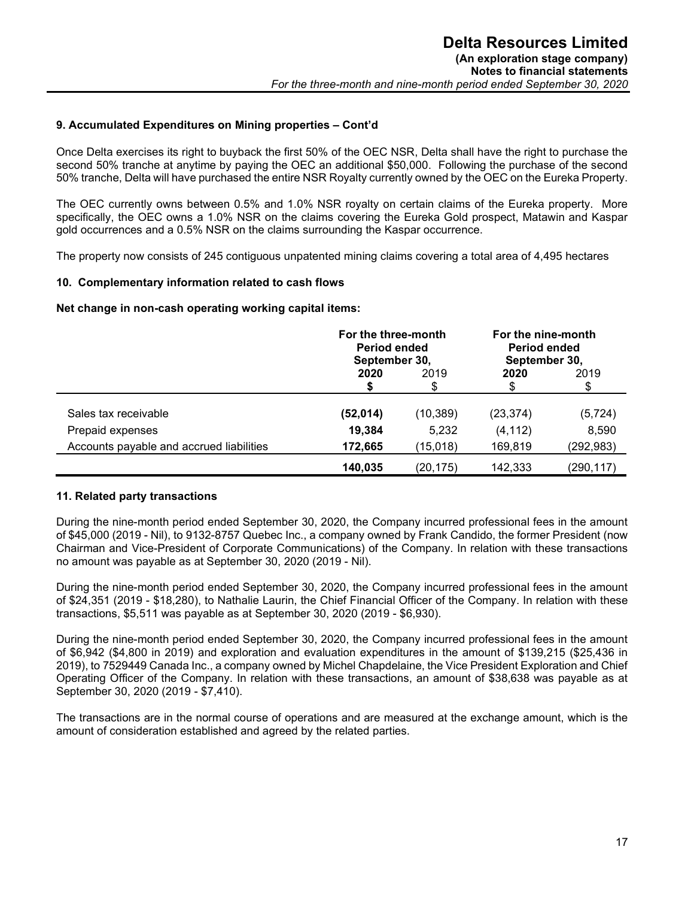### 9. Accumulated Expenditures on Mining properties – Cont'd

Once Delta exercises its right to buyback the first 50% of the OEC NSR, Delta shall have the right to purchase the second 50% tranche at anytime by paying the OEC an additional $50,000. Following the purchase of the second 50% tranche, Delta will have purchased the entire NSR Royalty currently owned by the OEC on the Eureka Property.

The OEC currently owns between 0.5% and 1.0% NSR royalty on certain claims of the Eureka property. More specifically, the OEC owns a 1.0% NSR on the claims covering the Eureka Gold prospect, Matawin and Kaspar gold occurrences and a 0.5% NSR on the claims surrounding the Kaspar occurrence.

The property now consists of 245 contiguous unpatented mining claims covering a total area of 4,495 hectares

### 10. Complementary information related to cash flows

**Net change in non-cash operating working capital items:**

| | For the three-month Period ended September 30, | | For the nine-month Period ended September 30, | |
|---|---|---|---|---|
| | **2020** | 2019 | **2020** | 2019 |
| | **$** | $ | $ | $ |
| Sales tax receivable | **(52,014)** | (10,389) | (23,374) | (5,724) |
| Prepaid expenses | **19,384** | 5,232 | (4,112) | 8,590 |
| Accounts payable and accrued liabilities | **172,665** | (15,018) | 169,819 | (292,983) |
| | **140,035** | (20,175) | 142,333 | (290,117) |

### 11. Related party transactions

During the nine-month period ended September 30, 2020, the Company incurred professional fees in the amount of $45,000 (2019 - Nil), to 9132-8757 Quebec Inc., a company owned by Frank Candido, the former President (now Chairman and Vice-President of Corporate Communications) of the Company. In relation with these transactions no amount was payable as at September 30, 2020 (2019 - Nil).

During the nine-month period ended September 30, 2020, the Company incurred professional fees in the amount of $24,351 (2019 - $18,280), to Nathalie Laurin, the Chief Financial Officer of the Company. In relation with these transactions, $5,511 was payable as at September 30, 2020 (2019 - $6,930).

During the nine-month period ended September 30, 2020, the Company incurred professional fees in the amount of $6,942 ($4,800 in 2019) and exploration and evaluation expenditures in the amount of $139,215 ($25,436 in 2019), to 7529449 Canada Inc., a company owned by Michel Chapdelaine, the Vice President Exploration and Chief Operating Officer of the Company. In relation with these transactions, an amount of $38,638 was payable as at September 30, 2020 (2019 - $7,410).

The transactions are in the normal course of operations and are measured at the exchange amount, which is the amount of consideration established and agreed by the related parties.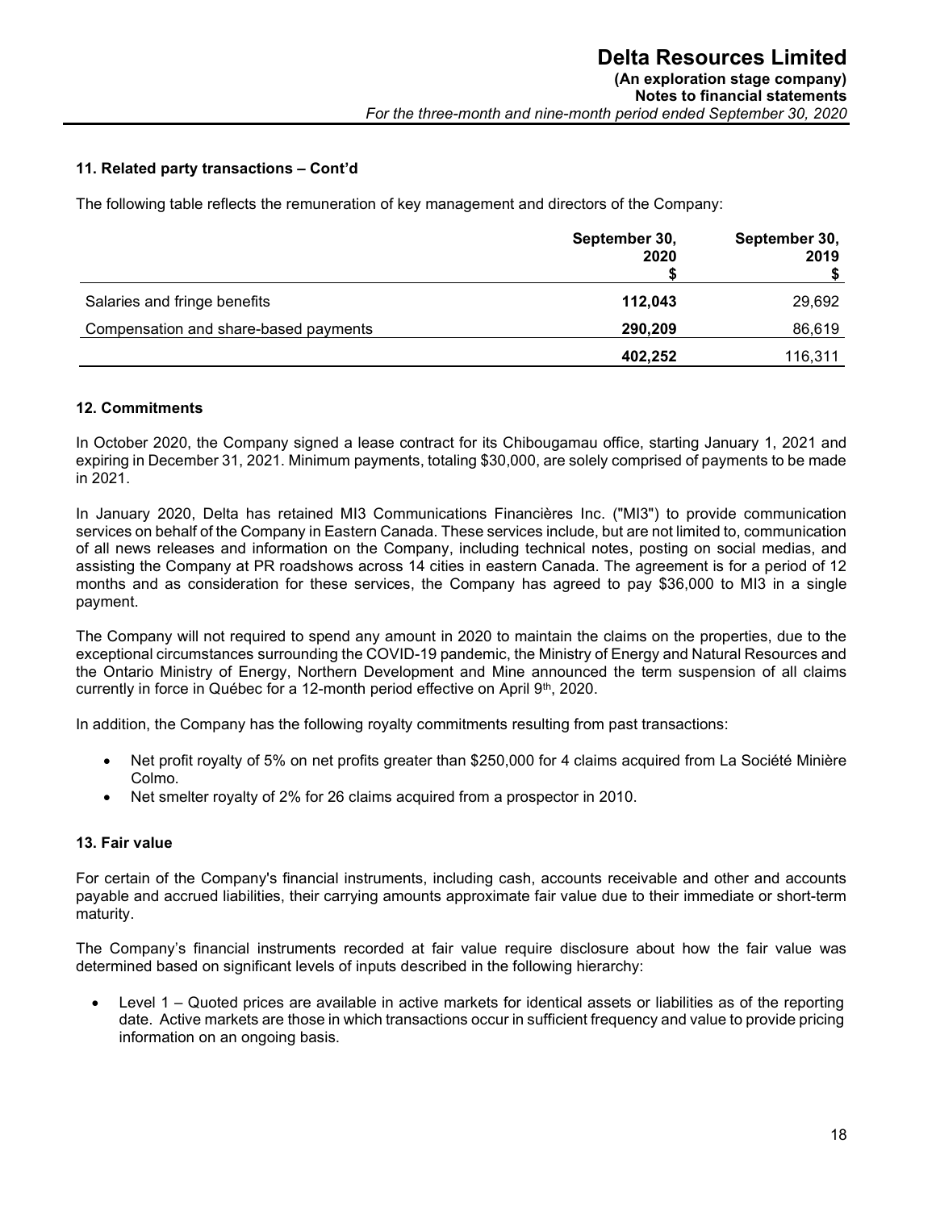### 11. Related party transactions – Cont'd

The following table reflects the remuneration of key management and directors of the Company:

| | September 30, 2020 $ | September 30, 2019 $ |
|---|---|---|
| Salaries and fringe benefits | **112,043** | 29,692 |
| Compensation and share-based payments | **290,209** | 86,619 |
| | **402,252** | 116,311 |

### 12. Commitments

In October 2020, the Company signed a lease contract for its Chibougamau office, starting January 1, 2021 and expiring in December 31, 2021. Minimum payments, totaling $30,000, are solely comprised of payments to be made in 2021.

In January 2020, Delta has retained MI3 Communications Financières Inc. ("MI3") to provide communication services on behalf of the Company in Eastern Canada. These services include, but are not limited to, communication of all news releases and information on the Company, including technical notes, posting on social medias, and assisting the Company at PR roadshows across 14 cities in eastern Canada. The agreement is for a period of 12 months and as consideration for these services, the Company has agreed to pay $36,000 to MI3 in a single payment.

The Company will not required to spend any amount in 2020 to maintain the claims on the properties, due to the exceptional circumstances surrounding the COVID-19 pandemic, the Ministry of Energy and Natural Resources and the Ontario Ministry of Energy, Northern Development and Mine announced the term suspension of all claims currently in force in Québec for a 12-month period effective on April 9th, 2020.

In addition, the Company has the following royalty commitments resulting from past transactions:

- Net profit royalty of 5% on net profits greater than $250,000 for 4 claims acquired from La Société Minière Colmo.
- Net smelter royalty of 2% for 26 claims acquired from a prospector in 2010.

### 13. Fair value

For certain of the Company's financial instruments, including cash, accounts receivable and other and accounts payable and accrued liabilities, their carrying amounts approximate fair value due to their immediate or short-term maturity.

The Company's financial instruments recorded at fair value require disclosure about how the fair value was determined based on significant levels of inputs described in the following hierarchy:

- Level 1 – Quoted prices are available in active markets for identical assets or liabilities as of the reporting date. Active markets are those in which transactions occur in sufficient frequency and value to provide pricing information on an ongoing basis.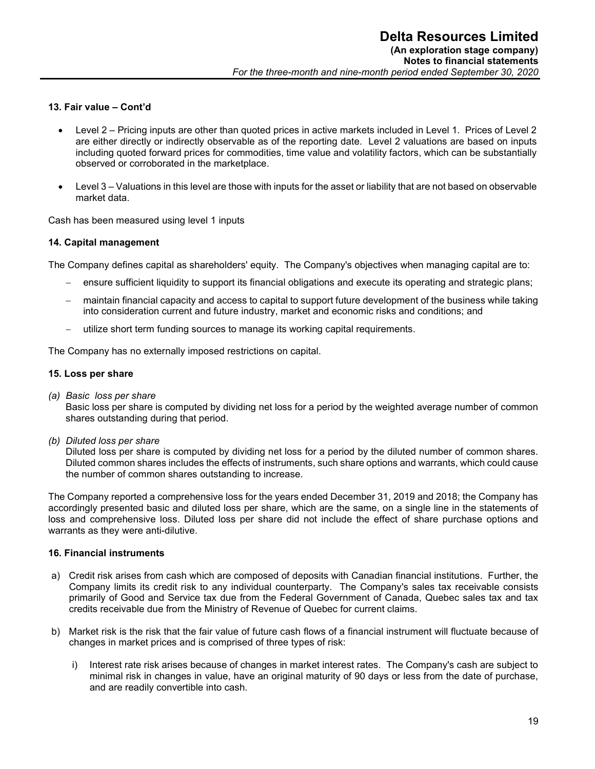### 13. Fair value – Cont'd

- Level 2 – Pricing inputs are other than quoted prices in active markets included in Level 1. Prices of Level 2 are either directly or indirectly observable as of the reporting date. Level 2 valuations are based on inputs including quoted forward prices for commodities, time value and volatility factors, which can be substantially observed or corroborated in the marketplace.

- Level 3 – Valuations in this level are those with inputs for the asset or liability that are not based on observable market data.

Cash has been measured using level 1 inputs

### 14. Capital management

The Company defines capital as shareholders' equity. The Company's objectives when managing capital are to:

- ensure sufficient liquidity to support its financial obligations and execute its operating and strategic plans;
- maintain financial capacity and access to capital to support future development of the business while taking into consideration current and future industry, market and economic risks and conditions; and
- utilize short term funding sources to manage its working capital requirements.

The Company has no externally imposed restrictions on capital.

### 15. Loss per share

*(a) Basic loss per share*
Basic loss per share is computed by dividing net loss for a period by the weighted average number of common shares outstanding during that period.

*(b) Diluted loss per share*
Diluted loss per share is computed by dividing net loss for a period by the diluted number of common shares. Diluted common shares includes the effects of instruments, such share options and warrants, which could cause the number of common shares outstanding to increase.

The Company reported a comprehensive loss for the years ended December 31, 2019 and 2018; the Company has accordingly presented basic and diluted loss per share, which are the same, on a single line in the statements of loss and comprehensive loss. Diluted loss per share did not include the effect of share purchase options and warrants as they were anti-dilutive.

### 16. Financial instruments

a) Credit risk arises from cash which are composed of deposits with Canadian financial institutions. Further, the Company limits its credit risk to any individual counterparty. The Company's sales tax receivable consists primarily of Good and Service tax due from the Federal Government of Canada, Quebec sales tax and tax credits receivable due from the Ministry of Revenue of Quebec for current claims.

b) Market risk is the risk that the fair value of future cash flows of a financial instrument will fluctuate because of changes in market prices and is comprised of three types of risk:

   i) Interest rate risk arises because of changes in market interest rates. The Company's cash are subject to minimal risk in changes in value, have an original maturity of 90 days or less from the date of purchase, and are readily convertible into cash.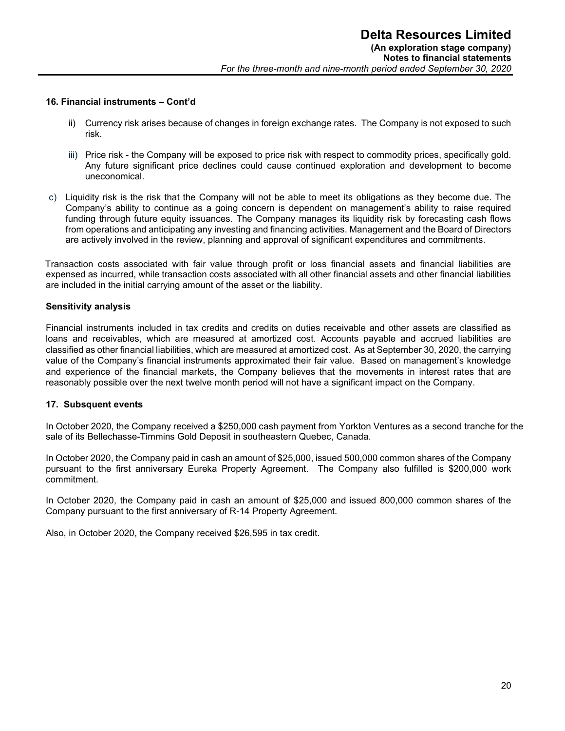### 16. Financial instruments – Cont'd

ii) Currency risk arises because of changes in foreign exchange rates. The Company is not exposed to such risk.

iii) Price risk - the Company will be exposed to price risk with respect to commodity prices, specifically gold. Any future significant price declines could cause continued exploration and development to become uneconomical.

c) Liquidity risk is the risk that the Company will not be able to meet its obligations as they become due. The Company's ability to continue as a going concern is dependent on management's ability to raise required funding through future equity issuances. The Company manages its liquidity risk by forecasting cash flows from operations and anticipating any investing and financing activities. Management and the Board of Directors are actively involved in the review, planning and approval of significant expenditures and commitments.

Transaction costs associated with fair value through profit or loss financial assets and financial liabilities are expensed as incurred, while transaction costs associated with all other financial assets and other financial liabilities are included in the initial carrying amount of the asset or the liability.

**Sensitivity analysis**

Financial instruments included in tax credits and credits on duties receivable and other assets are classified as loans and receivables, which are measured at amortized cost. Accounts payable and accrued liabilities are classified as other financial liabilities, which are measured at amortized cost. As at September 30, 2020, the carrying value of the Company's financial instruments approximated their fair value. Based on management's knowledge and experience of the financial markets, the Company believes that the movements in interest rates that are reasonably possible over the next twelve month period will not have a significant impact on the Company.

### 17. Subsequent events

In October 2020, the Company received a $250,000 cash payment from Yorkton Ventures as a second tranche for the sale of its Bellechasse-Timmins Gold Deposit in southeastern Quebec, Canada.

In October 2020, the Company paid in cash an amount of $25,000, issued 500,000 common shares of the Company pursuant to the first anniversary Eureka Property Agreement. The Company also fulfilled is $200,000 work commitment.

In October 2020, the Company paid in cash an amount of $25,000 and issued 800,000 common shares of the Company pursuant to the first anniversary of R-14 Property Agreement.

Also, in October 2020, the Company received $26,595 in tax credit.